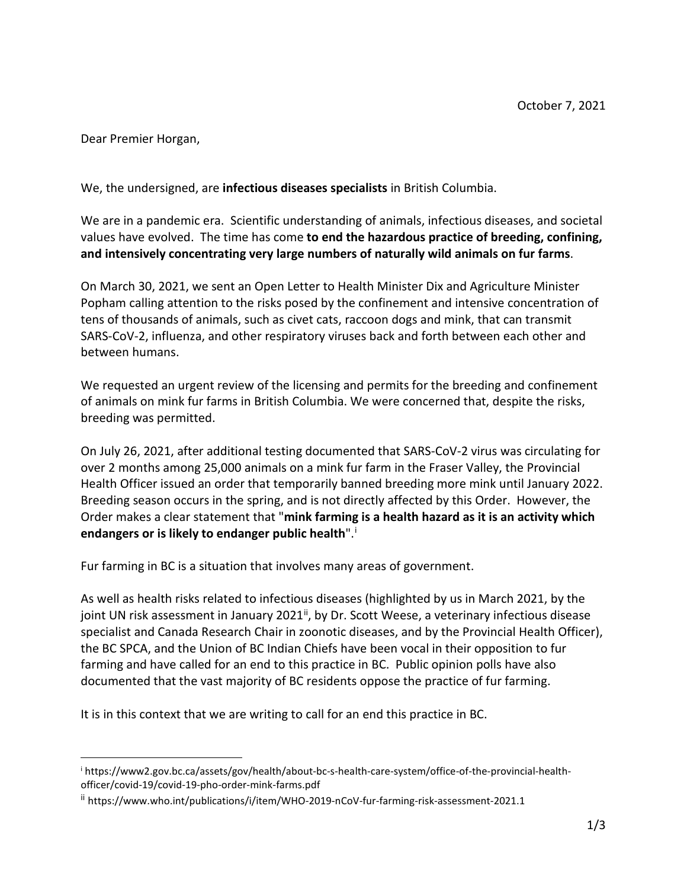October 7, 2021

Dear Premier Horgan,

We, the undersigned, are **infectious diseases specialists** in British Columbia.

We are in a pandemic era. Scientific understanding of animals, infectious diseases, and societal values have evolved. The time has come **to end the hazardous practice of breeding, confining, and intensively concentrating very large numbers of naturally wild animals on fur farms**.

On March 30, 2021, we sent an Open Letter to Health Minister Dix and Agriculture Minister Popham calling attention to the risks posed by the confinement and intensive concentration of tens of thousands of animals, such as civet cats, raccoon dogs and mink, that can transmit SARS-CoV-2, influenza, and other respiratory viruses back and forth between each other and between humans.

We requested an urgent review of the licensing and permits for the breeding and confinement of animals on mink fur farms in British Columbia. We were concerned that, despite the risks, breeding was permitted.

On July 26, 2021, after additional testing documented that SARS-CoV-2 virus was circulating for over 2 months among 25,000 animals on a mink fur farm in the Fraser Valley, the Provincial Health Officer issued an order that temporarily banned breeding more mink until January 2022. Breeding season occurs in the spring, and is not directly affected by this Order. However, the Order makes a clear statement that "**mink farming is a health hazard as it is an activity which endangers or is likely to endanger public health**".[i]

Fur farming in BC is a situation that involves many areas of government.

As well as health risks related to infectious diseases (highlighted by us in March 2021, by the joint UN risk assessment in January 2021[ii], by Dr. Scott Weese, a veterinary infectious disease specialist and Canada Research Chair in zoonotic diseases, and by the Provincial Health Officer), the BC SPCA, and the Union of BC Indian Chiefs have been vocal in their opposition to fur farming and have called for an end to this practice in BC. Public opinion polls have also documented that the vast majority of BC residents oppose the practice of fur farming.

It is in this context that we are writing to call for an end this practice in BC.

---

[i] https://www2.gov.bc.ca/assets/gov/health/about-bc-s-health-care-system/office-of-the-provincial-health-officer/covid-19/covid-19-pho-order-mink-farms.pdf

[ii] https://www.who.int/publications/i/item/WHO-2019-nCoV-fur-farming-risk-assessment-2021.1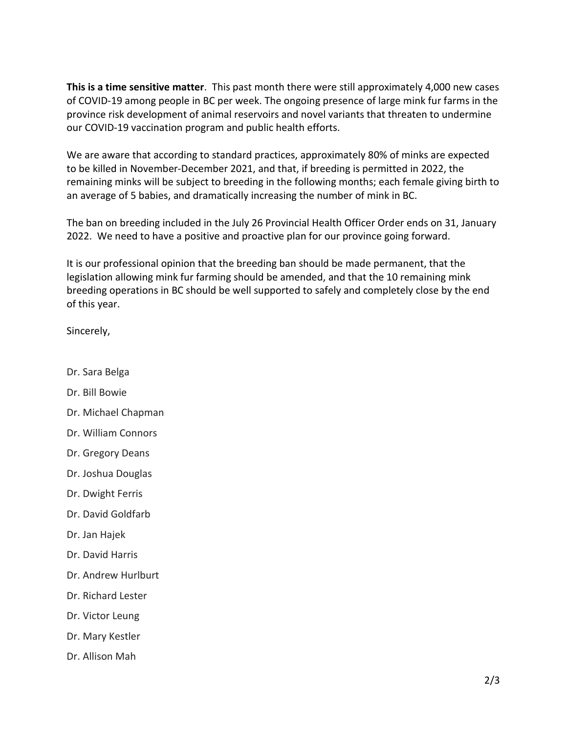**This is a time sensitive matter**. This past month there were still approximately 4,000 new cases of COVID-19 among people in BC per week. The ongoing presence of large mink fur farms in the province risk development of animal reservoirs and novel variants that threaten to undermine our COVID-19 vaccination program and public health efforts.

We are aware that according to standard practices, approximately 80% of minks are expected to be killed in November-December 2021, and that, if breeding is permitted in 2022, the remaining minks will be subject to breeding in the following months; each female giving birth to an average of 5 babies, and dramatically increasing the number of mink in BC.

The ban on breeding included in the July 26 Provincial Health Officer Order ends on 31, January 2022. We need to have a positive and proactive plan for our province going forward.

It is our professional opinion that the breeding ban should be made permanent, that the legislation allowing mink fur farming should be amended, and that the 10 remaining mink breeding operations in BC should be well supported to safely and completely close by the end of this year.

Sincerely,

Dr. Sara Belga

Dr. Bill Bowie

Dr. Michael Chapman

Dr. William Connors

Dr. Gregory Deans

Dr. Joshua Douglas

Dr. Dwight Ferris

Dr. David Goldfarb

Dr. Jan Hajek

Dr. David Harris

Dr. Andrew Hurlburt

Dr. Richard Lester

Dr. Victor Leung

Dr. Mary Kestler

Dr. Allison Mah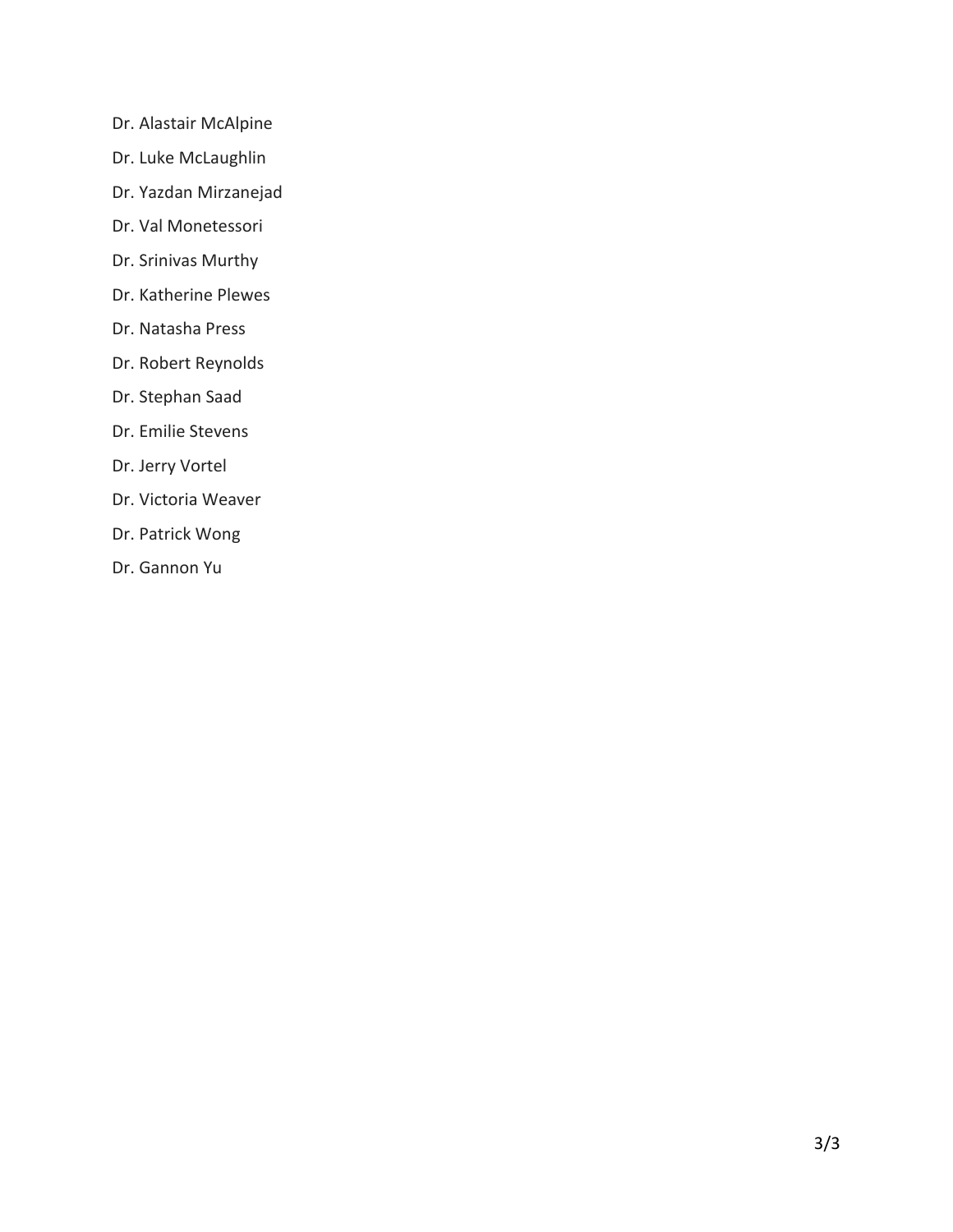Dr. Alastair McAlpine

Dr. Luke McLaughlin

Dr. Yazdan Mirzanejad

Dr. Val Monetessori

Dr. Srinivas Murthy

Dr. Katherine Plewes

Dr. Natasha Press

Dr. Robert Reynolds

Dr. Stephan Saad

Dr. Emilie Stevens

Dr. Jerry Vortel

Dr. Victoria Weaver

Dr. Patrick Wong

Dr. Gannon Yu